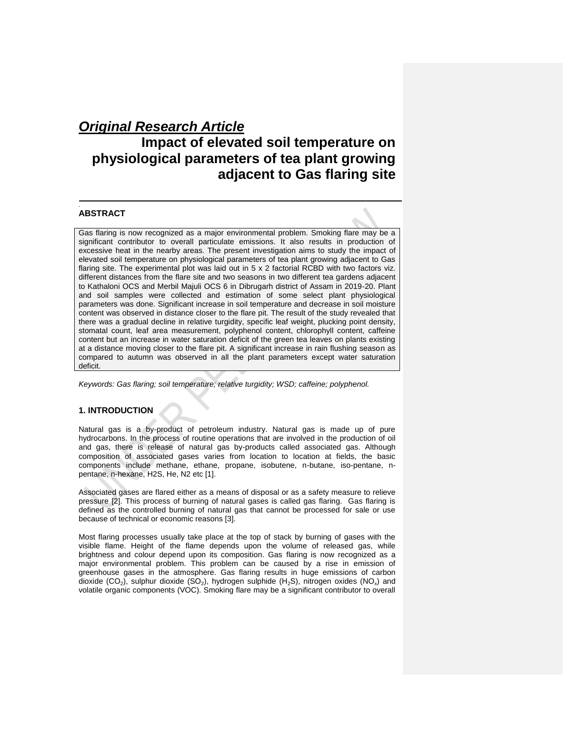***Original Research Article***

# Impact of elevated soil temperature on physiological parameters of tea plant growing adjacent to Gas flaring site

**ABSTRACT**

Gas flaring is now recognized as a major environmental problem. Smoking flare may be a significant contributor to overall particulate emissions. It also results in production of excessive heat in the nearby areas. The present investigation aims to study the impact of elevated soil temperature on physiological parameters of tea plant growing adjacent to Gas flaring site. The experimental plot was laid out in 5 x 2 factorial RCBD with two factors viz. different distances from the flare site and two seasons in two different tea gardens adjacent to Kathaloni OCS and Merbil Majuli OCS 6 in Dibrugarh district of Assam in 2019-20. Plant and soil samples were collected and estimation of some select plant physiological parameters was done. Significant increase in soil temperature and decrease in soil moisture content was observed in distance closer to the flare pit. The result of the study revealed that there was a gradual decline in relative turgidity, specific leaf weight, plucking point density, stomatal count, leaf area measurement, polyphenol content, chlorophyll content, caffeine content but an increase in water saturation deficit of the green tea leaves on plants existing at a distance moving closer to the flare pit. A significant increase in rain flushing season as compared to autumn was observed in all the plant parameters except water saturation deficit.

*Keywords: Gas flaring; soil temperature; relative turgidity; WSD; caffeine; polyphenol.*

## 1. INTRODUCTION

Natural gas is a by-product of petroleum industry. Natural gas is made up of pure hydrocarbons. In the process of routine operations that are involved in the production of oil and gas, there is release of natural gas by-products called associated gas. Although composition of associated gases varies from location to location at fields, the basic components include methane, ethane, propane, isobutene, n-butane, iso-pentane, n-pentane, n-hexane, H2S, He, N2 etc [1].

Associated gases are flared either as a means of disposal or as a safety measure to relieve pressure [2]. This process of burning of natural gases is called gas flaring. Gas flaring is defined as the controlled burning of natural gas that cannot be processed for sale or use because of technical or economic reasons [3].

Most flaring processes usually take place at the top of stack by burning of gases with the visible flame. Height of the flame depends upon the volume of released gas, while brightness and colour depend upon its composition. Gas flaring is now recognized as a major environmental problem. This problem can be caused by a rise in emission of greenhouse gases in the atmosphere. Gas flaring results in huge emissions of carbon dioxide ($CO_2$), sulphur dioxide ($SO_2$), hydrogen sulphide ($H_2S$), nitrogen oxides ($NO_x$) and volatile organic components (VOC). Smoking flare may be a significant contributor to overall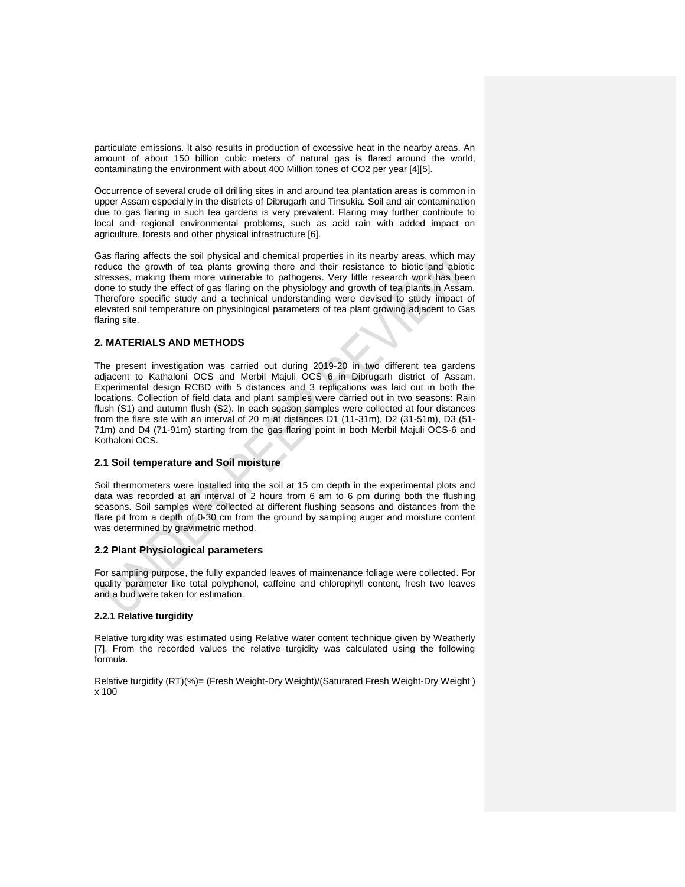particulate emissions. It also results in production of excessive heat in the nearby areas. An amount of about 150 billion cubic meters of natural gas is flared around the world, contaminating the environment with about 400 Million tones of $CO_2$ per year [4][5].

Occurrence of several crude oil drilling sites in and around tea plantation areas is common in upper Assam especially in the districts of Dibrugarh and Tinsukia. Soil and air contamination due to gas flaring in such tea gardens is very prevalent. Flaring may further contribute to local and regional environmental problems, such as acid rain with added impact on agriculture, forests and other physical infrastructure [6].

Gas flaring affects the soil physical and chemical properties in its nearby areas, which may reduce the growth of tea plants growing there and their resistance to biotic and abiotic stresses, making them more vulnerable to pathogens. Very little research work has been done to study the effect of gas flaring on the physiology and growth of tea plants in Assam. Therefore specific study and a technical understanding were devised to study impact of elevated soil temperature on physiological parameters of tea plant growing adjacent to Gas flaring site.

## 2. MATERIALS AND METHODS

The present investigation was carried out during 2019-20 in two different tea gardens adjacent to Kathaloni OCS and Merbil Majuli OCS 6 in Dibrugarh district of Assam. Experimental design RCBD with 5 distances and 3 replications was laid out in both the locations. Collection of field data and plant samples were carried out in two seasons: Rain flush (S1) and autumn flush (S2). In each season samples were collected at four distances from the flare site with an interval of 20 m at distances D1 (11-31m), D2 (31-51m), D3 (51-71m) and D4 (71-91m) starting from the gas flaring point in both Merbil Majuli OCS-6 and Kothaloni OCS.

### 2.1 Soil temperature and Soil moisture

Soil thermometers were installed into the soil at 15 cm depth in the experimental plots and data was recorded at an interval of 2 hours from 6 am to 6 pm during both the flushing seasons. Soil samples were collected at different flushing seasons and distances from the flare pit from a depth of 0-30 cm from the ground by sampling auger and moisture content was determined by gravimetric method.

### 2.2 Plant Physiological parameters

For sampling purpose, the fully expanded leaves of maintenance foliage were collected. For quality parameter like total polyphenol, caffeine and chlorophyll content, fresh two leaves and a bud were taken for estimation.

#### 2.2.1 Relative turgidity

Relative turgidity was estimated using Relative water content technique given by Weatherly [7]. From the recorded values the relative turgidity was calculated using the following formula.

Relative turgidity (RT)(%)= (Fresh Weight-Dry Weight)/(Saturated Fresh Weight-Dry Weight ) x 100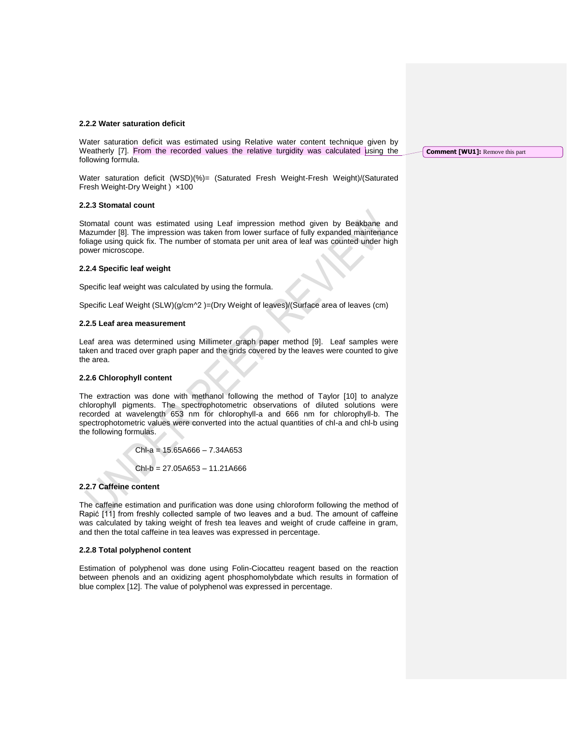### 2.2.2 Water saturation deficit

Water saturation deficit was estimated using Relative water content technique given by Weatherly [7]. From the recorded values the relative turgidity was calculated using the following formula.

Water saturation deficit (WSD)(%)= (Saturated Fresh Weight-Fresh Weight)/(Saturated Fresh Weight-Dry Weight ) ×100

### 2.2.3 Stomatal count

Stomatal count was estimated using Leaf impression method given by Beakbane and Mazumder [8]. The impression was taken from lower surface of fully expanded maintenance foliage using quick fix. The number of stomata per unit area of leaf was counted under high power microscope.

### 2.2.4 Specific leaf weight

Specific leaf weight was calculated by using the formula.

Specific Leaf Weight (SLW)($g/cm^2$ )=(Dry Weight of leaves)/(Surface area of leaves (cm)

### 2.2.5 Leaf area measurement

Leaf area was determined using Millimeter graph paper method [9]. Leaf samples were taken and traced over graph paper and the grids covered by the leaves were counted to give the area.

### 2.2.6 Chlorophyll content

The extraction was done with methanol following the method of Taylor [10] to analyze chlorophyll pigments. The spectrophotometric observations of diluted solutions were recorded at wavelength 653 nm for chlorophyll-a and 666 nm for chlorophyll-b. The spectrophotometric values were converted into the actual quantities of chl-a and chl-b using the following formulas.

$$\text{Chl-a} = 15.65A_{666} - 7.34A_{653}$$

$$\text{Chl-b} = 27.05A_{653} - 11.21A_{666}$$

### 2.2.7 Caffeine content

The caffeine estimation and purification was done using chloroform following the method of Rapić [11] from freshly collected sample of two leaves and a bud. The amount of caffeine was calculated by taking weight of fresh tea leaves and weight of crude caffeine in gram, and then the total caffeine in tea leaves was expressed in percentage.

### 2.2.8 Total polyphenol content

Estimation of polyphenol was done using Folin-Ciocatteu reagent based on the reaction between phenols and an oxidizing agent phosphomolybdate which results in formation of blue complex [12]. The value of polyphenol was expressed in percentage.

Comment [WU1]: Remove this part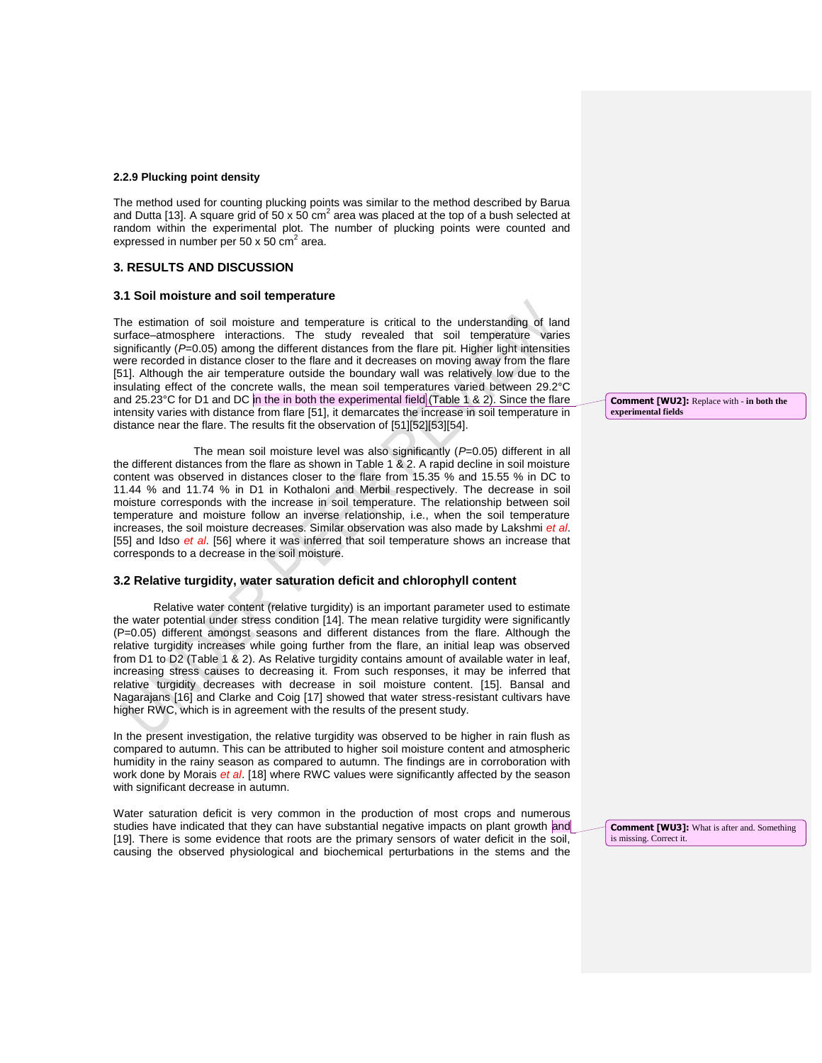### 2.2.9 Plucking point density

The method used for counting plucking points was similar to the method described by Barua and Dutta [13]. A square grid of 50 x 50 $cm^2$ area was placed at the top of a bush selected at random within the experimental plot. The number of plucking points were counted and expressed in number per 50 x 50 $cm^2$ area.

## 3. RESULTS AND DISCUSSION

### 3.1 Soil moisture and soil temperature

The estimation of soil moisture and temperature is critical to the understanding of land surface–atmosphere interactions. The study revealed that soil temperature varies significantly ($P$=0.05) among the different distances from the flare pit. Higher light intensities were recorded in distance closer to the flare and it decreases on moving away from the flare [51]. Although the air temperature outside the boundary wall was relatively low due to the insulating effect of the concrete walls, the mean soil temperatures varied between 29.2°C and 25.23°C for D1 and DC in the in both the experimental field (Table 1 & 2). Since the flare intensity varies with distance from flare [51], it demarcates the increase in soil temperature in distance near the flare. The results fit the observation of [51][52][53][54].

**Comment [WU2]:** Replace with - **in both the experimental fields**

The mean soil moisture level was also significantly ($P$=0.05) different in all the different distances from the flare as shown in Table 1 & 2. A rapid decline in soil moisture content was observed in distances closer to the flare from 15.35 % and 15.55 % in DC to 11.44 % and 11.74 % in D1 in Kothaloni and Merbil respectively. The decrease in soil moisture corresponds with the increase in soil temperature. The relationship between soil temperature and moisture follow an inverse relationship, i.e., when the soil temperature increases, the soil moisture decreases. Similar observation was also made by Lakshmi *et al*. [55] and Idso *et al*. [56] where it was inferred that soil temperature shows an increase that corresponds to a decrease in the soil moisture.

### 3.2 Relative turgidity, water saturation deficit and chlorophyll content

Relative water content (relative turgidity) is an important parameter used to estimate the water potential under stress condition [14]. The mean relative turgidity were significantly (P=0.05) different amongst seasons and different distances from the flare. Although the relative turgidity increases while going further from the flare, an initial leap was observed from D1 to D2 (Table 1 & 2). As Relative turgidity contains amount of available water in leaf, increasing stress causes to decreasing it. From such responses, it may be inferred that relative turgidity decreases with decrease in soil moisture content. [15]. Bansal and Nagarajans [16] and Clarke and Coig [17] showed that water stress-resistant cultivars have higher RWC, which is in agreement with the results of the present study.

In the present investigation, the relative turgidity was observed to be higher in rain flush as compared to autumn. This can be attributed to higher soil moisture content and atmospheric humidity in the rainy season as compared to autumn. The findings are in corroboration with work done by Morais *et al*. [18] where RWC values were significantly affected by the season with significant decrease in autumn.

Water saturation deficit is very common in the production of most crops and numerous studies have indicated that they can have substantial negative impacts on plant growth and [19]. There is some evidence that roots are the primary sensors of water deficit in the soil, causing the observed physiological and biochemical perturbations in the stems and the

**Comment [WU3]:** What is after and. Something is missing. Correct it.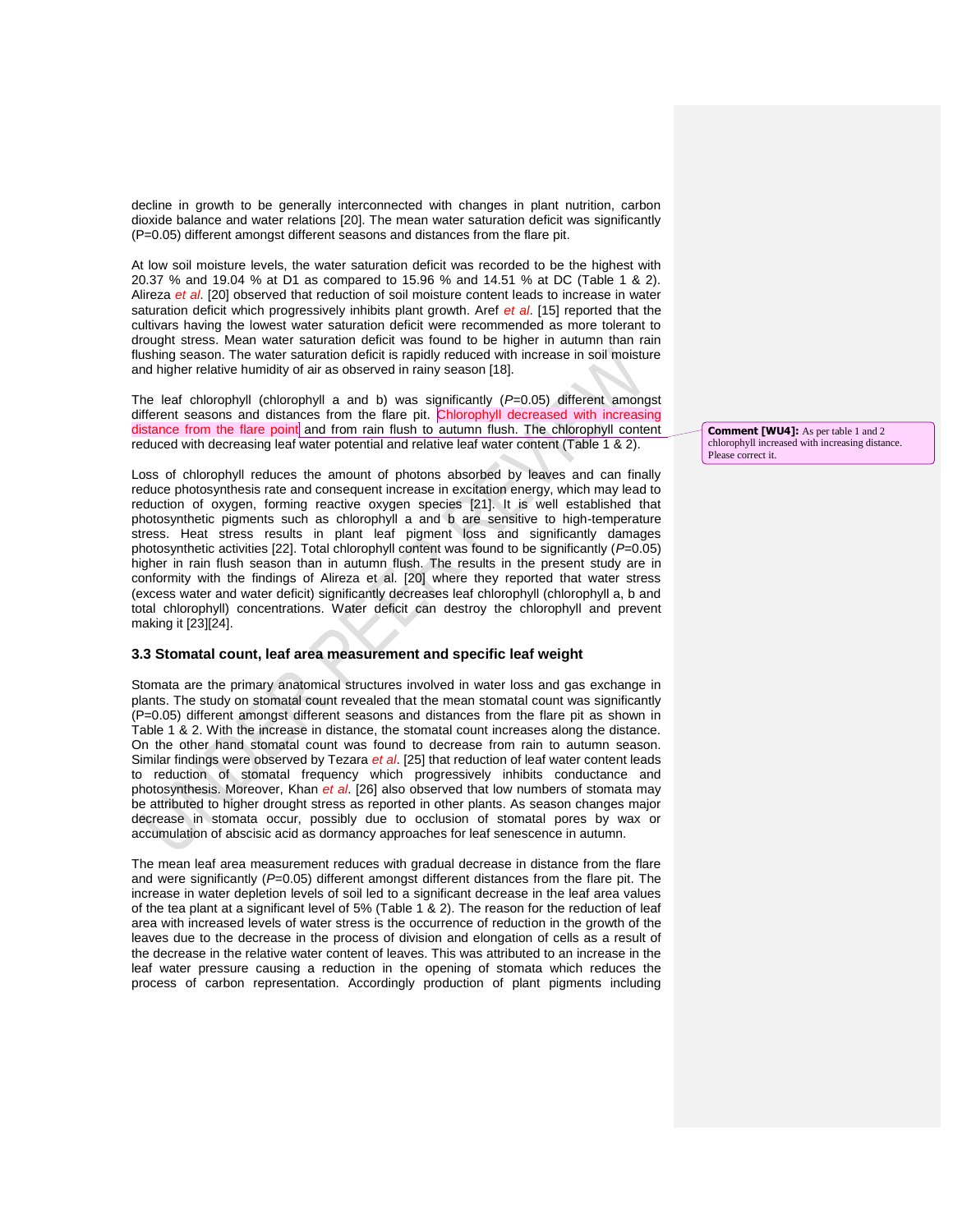decline in growth to be generally interconnected with changes in plant nutrition, carbon dioxide balance and water relations [20]. The mean water saturation deficit was significantly (P=0.05) different amongst different seasons and distances from the flare pit.

At low soil moisture levels, the water saturation deficit was recorded to be the highest with 20.37 % and 19.04 % at D1 as compared to 15.96 % and 14.51 % at DC (Table 1 & 2). Alireza *et al*. [20] observed that reduction of soil moisture content leads to increase in water saturation deficit which progressively inhibits plant growth. Aref *et al*. [15] reported that the cultivars having the lowest water saturation deficit were recommended as more tolerant to drought stress. Mean water saturation deficit was found to be higher in autumn than rain flushing season. The water saturation deficit is rapidly reduced with increase in soil moisture and higher relative humidity of air as observed in rainy season [18].

The leaf chlorophyll (chlorophyll a and b) was significantly (*P*=0.05) different amongst different seasons and distances from the flare pit. Chlorophyll decreased with increasing distance from the flare point and from rain flush to autumn flush. The chlorophyll content reduced with decreasing leaf water potential and relative leaf water content (Table 1 & 2).

**Comment [WU4]:** As per table 1 and 2 chlorophyll increased with increasing distance. Please correct it.

Loss of chlorophyll reduces the amount of photons absorbed by leaves and can finally reduce photosynthesis rate and consequent increase in excitation energy, which may lead to reduction of oxygen, forming reactive oxygen species [21]. It is well established that photosynthetic pigments such as chlorophyll a and b are sensitive to high-temperature stress. Heat stress results in plant leaf pigment loss and significantly damages photosynthetic activities [22]. Total chlorophyll content was found to be significantly (*P*=0.05) higher in rain flush season than in autumn flush. The results in the present study are in conformity with the findings of Alireza et al. [20] where they reported that water stress (excess water and water deficit) significantly decreases leaf chlorophyll (chlorophyll a, b and total chlorophyll) concentrations. Water deficit can destroy the chlorophyll and prevent making it [23][24].

### 3.3 Stomatal count, leaf area measurement and specific leaf weight

Stomata are the primary anatomical structures involved in water loss and gas exchange in plants. The study on stomatal count revealed that the mean stomatal count was significantly (P=0.05) different amongst different seasons and distances from the flare pit as shown in Table 1 & 2. With the increase in distance, the stomatal count increases along the distance. On the other hand stomatal count was found to decrease from rain to autumn season. Similar findings were observed by Tezara *et al*. [25] that reduction of leaf water content leads to reduction of stomatal frequency which progressively inhibits conductance and photosynthesis. Moreover, Khan *et al*. [26] also observed that low numbers of stomata may be attributed to higher drought stress as reported in other plants. As season changes major decrease in stomata occur, possibly due to occlusion of stomatal pores by wax or accumulation of abscisic acid as dormancy approaches for leaf senescence in autumn.

The mean leaf area measurement reduces with gradual decrease in distance from the flare and were significantly (*P*=0.05) different amongst different distances from the flare pit. The increase in water depletion levels of soil led to a significant decrease in the leaf area values of the tea plant at a significant level of 5% (Table 1 & 2). The reason for the reduction of leaf area with increased levels of water stress is the occurrence of reduction in the growth of the leaves due to the decrease in the process of division and elongation of cells as a result of the decrease in the relative water content of leaves. This was attributed to an increase in the leaf water pressure causing a reduction in the opening of stomata which reduces the process of carbon representation. Accordingly production of plant pigments including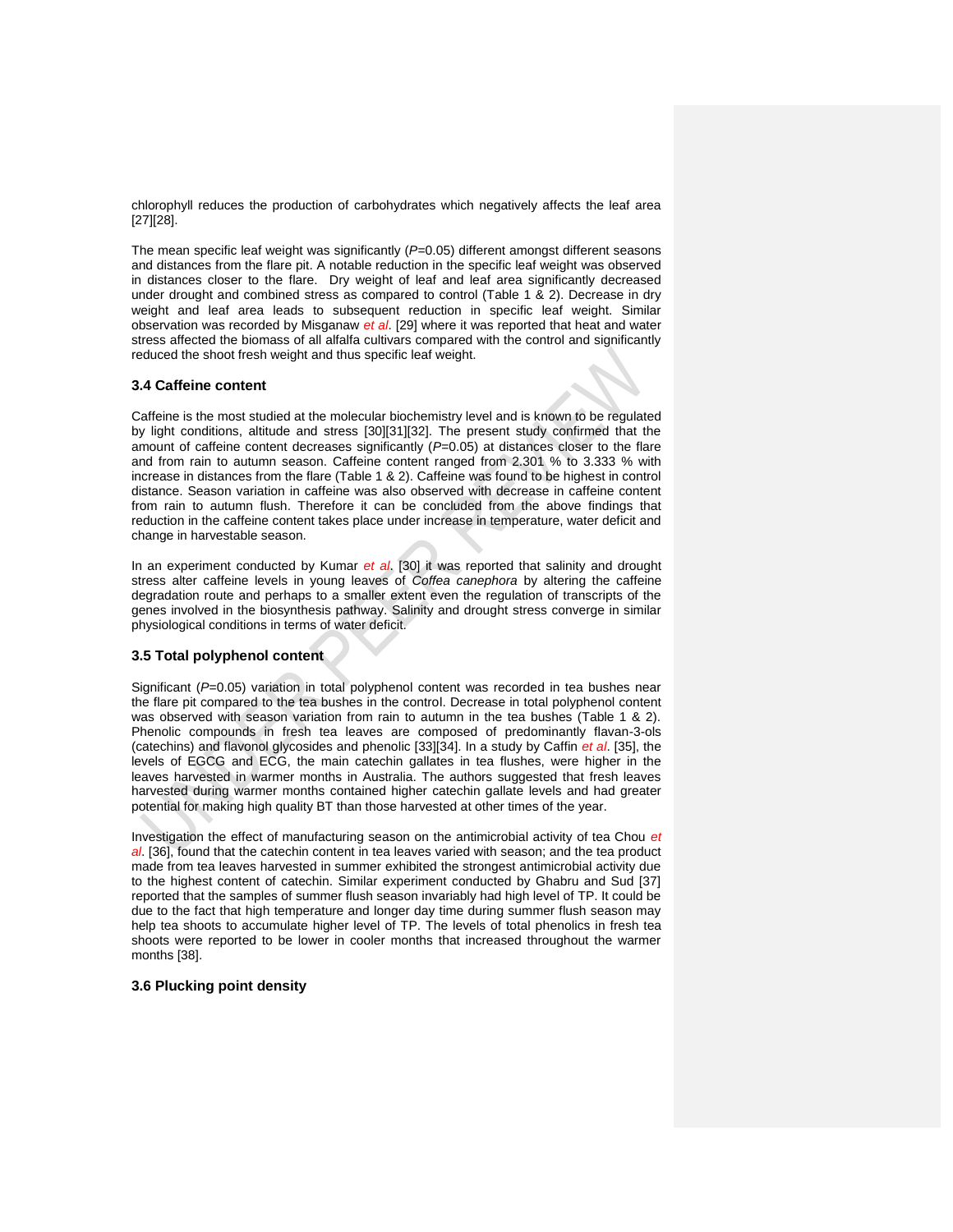chlorophyll reduces the production of carbohydrates which negatively affects the leaf area [27][28].

The mean specific leaf weight was significantly ($P$=0.05) different amongst different seasons and distances from the flare pit. A notable reduction in the specific leaf weight was observed in distances closer to the flare. Dry weight of leaf and leaf area significantly decreased under drought and combined stress as compared to control (Table 1 & 2). Decrease in dry weight and leaf area leads to subsequent reduction in specific leaf weight. Similar observation was recorded by Misganaw *et al*. [29] where it was reported that heat and water stress affected the biomass of all alfalfa cultivars compared with the control and significantly reduced the shoot fresh weight and thus specific leaf weight.

### 3.4 Caffeine content

Caffeine is the most studied at the molecular biochemistry level and is known to be regulated by light conditions, altitude and stress [30][31][32]. The present study confirmed that the amount of caffeine content decreases significantly ($P$=0.05) at distances closer to the flare and from rain to autumn season. Caffeine content ranged from 2.301 % to 3.333 % with increase in distances from the flare (Table 1 & 2). Caffeine was found to be highest in control distance. Season variation in caffeine was also observed with decrease in caffeine content from rain to autumn flush. Therefore it can be concluded from the above findings that reduction in the caffeine content takes place under increase in temperature, water deficit and change in harvestable season.

In an experiment conducted by Kumar *et al*. [30] it was reported that salinity and drought stress alter caffeine levels in young leaves of *Coffea canephora* by altering the caffeine degradation route and perhaps to a smaller extent even the regulation of transcripts of the genes involved in the biosynthesis pathway. Salinity and drought stress converge in similar physiological conditions in terms of water deficit.

### 3.5 Total polyphenol content

Significant ($P$=0.05) variation in total polyphenol content was recorded in tea bushes near the flare pit compared to the tea bushes in the control. Decrease in total polyphenol content was observed with season variation from rain to autumn in the tea bushes (Table 1 & 2). Phenolic compounds in fresh tea leaves are composed of predominantly flavan-3-ols (catechins) and flavonol glycosides and phenolic [33][34]. In a study by Caffin *et al*. [35], the levels of EGCG and ECG, the main catechin gallates in tea flushes, were higher in the leaves harvested in warmer months in Australia. The authors suggested that fresh leaves harvested during warmer months contained higher catechin gallate levels and had greater potential for making high quality BT than those harvested at other times of the year.

Investigation the effect of manufacturing season on the antimicrobial activity of tea Chou *et al*. [36], found that the catechin content in tea leaves varied with season; and the tea product made from tea leaves harvested in summer exhibited the strongest antimicrobial activity due to the highest content of catechin. Similar experiment conducted by Ghabru and Sud [37] reported that the samples of summer flush season invariably had high level of TP. It could be due to the fact that high temperature and longer day time during summer flush season may help tea shoots to accumulate higher level of TP. The levels of total phenolics in fresh tea shoots were reported to be lower in cooler months that increased throughout the warmer months [38].

### 3.6 Plucking point density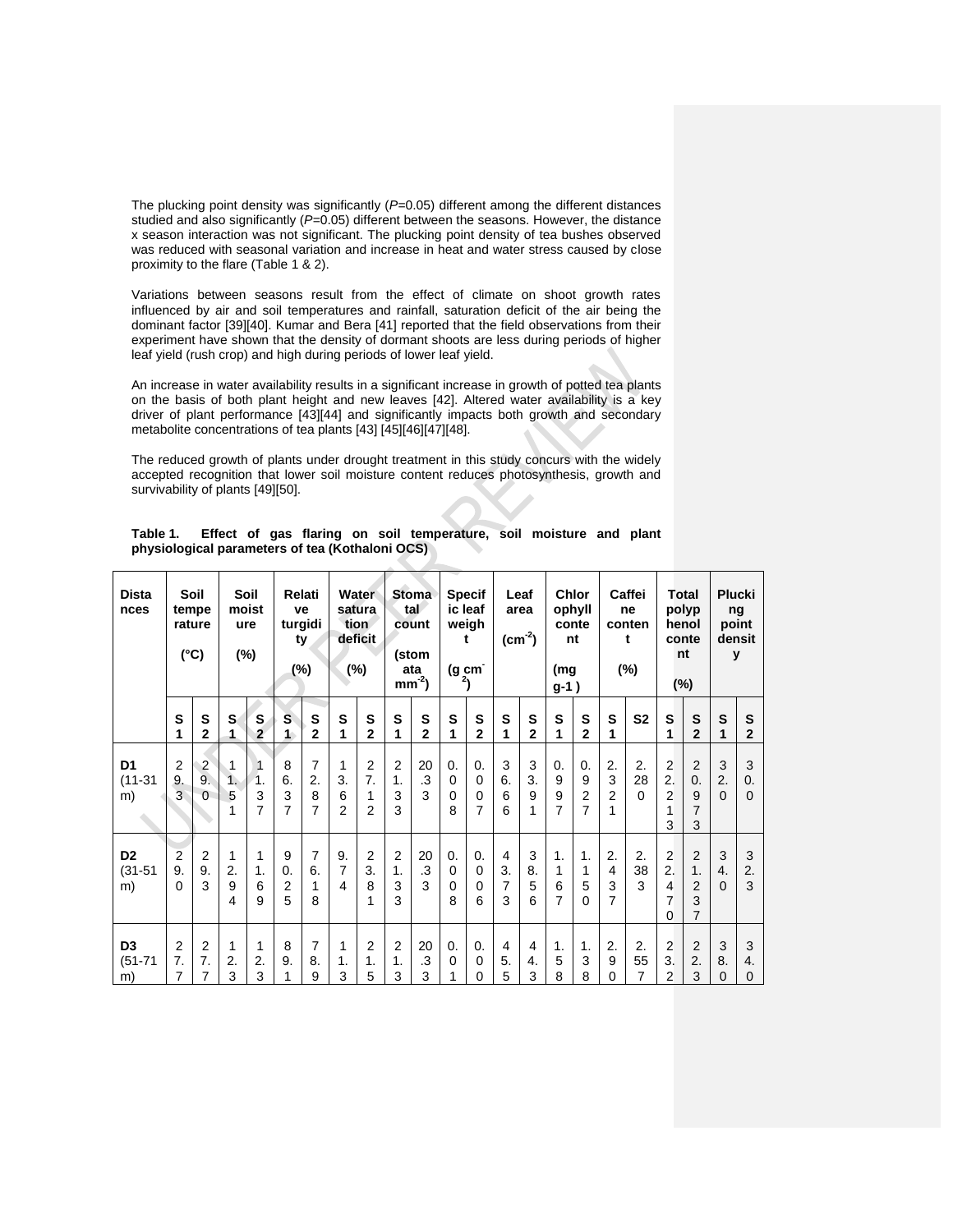The plucking point density was significantly (*P*=0.05) different among the different distances studied and also significantly (*P*=0.05) different between the seasons. However, the distance x season interaction was not significant. The plucking point density of tea bushes observed was reduced with seasonal variation and increase in heat and water stress caused by close proximity to the flare (Table 1 & 2).

Variations between seasons result from the effect of climate on shoot growth rates influenced by air and soil temperatures and rainfall, saturation deficit of the air being the dominant factor [39][40]. Kumar and Bera [41] reported that the field observations from their experiment have shown that the density of dormant shoots are less during periods of higher leaf yield (rush crop) and high during periods of lower leaf yield.

An increase in water availability results in a significant increase in growth of potted tea plants on the basis of both plant height and new leaves [42]. Altered water availability is a key driver of plant performance [43][44] and significantly impacts both growth and secondary metabolite concentrations of tea plants [43] [45][46][47][48].

The reduced growth of plants under drought treatment in this study concurs with the widely accepted recognition that lower soil moisture content reduces photosynthesis, growth and survivability of plants [49][50].

**Table 1. Effect of gas flaring on soil temperature, soil moisture and plant physiological parameters of tea (Kothaloni OCS)**

| Distances | Soil temperature (°C) | | Soil moisture (%) | | Relative turgidity (%) | | Water saturation deficit (%) | | Stomatal count (stomata $mm^{-2}$) | | Specific leaf weight (g $cm^{-2}$) | | Leaf area ($cm^{-2}$) | | Chlorophyll content (mg g-1) | | Caffeine content (%) | | Total polyphenol content (%) | | Plucking point density | |
|---|---|---|---|---|---|---|---|---|---|---|---|---|---|---|---|---|---|---|---|---|---|---|
| | S1 | S2 | S1 | S2 | S1 | S2 | S1 | S2 | S1 | S2 | S1 | S2 | S1 | S2 | S1 | S2 | S1 | S2 | S1 | S2 | S1 | S2 |
| D1 (11-31 m) | 29.3 | 29.0 | 11.51 | 11.37 | 86.37 | 72.87 | 13.62 | 27.12 | 21.33 | 20.3 | 0.008 | 0.007 | 36.6 | 33.91 | 0.997 | 0.927 | 2.321 | 2.280 | 22.213 | 20.973 | 32.0 | 30.0 |
| D2 (31-51 m) | 29.0 | 29.3 | 12.94 | 11.69 | 90.25 | 76.18 | 9.74 | 23.81 | 21.33 | 20.3 | 0.008 | 0.006 | 43.73 | 38.56 | 1.167 | 1.150 | 2.437 | 2.383 | 22.470 | 21.237 | 34.0 | 32.3 |
| D3 (51-71 m) | 27.7 | 27.7 | 12.3 | 12.3 | 89.1 | 78.9 | 11.3 | 21.5 | 21.3 | 20.3 | 0.01 | 0.00 | 45.5 | 44.3 | 1.58 | 1.38 | 2.90 | 2.557 | 23.2 | 22.3 | 38.0 | 34.0 |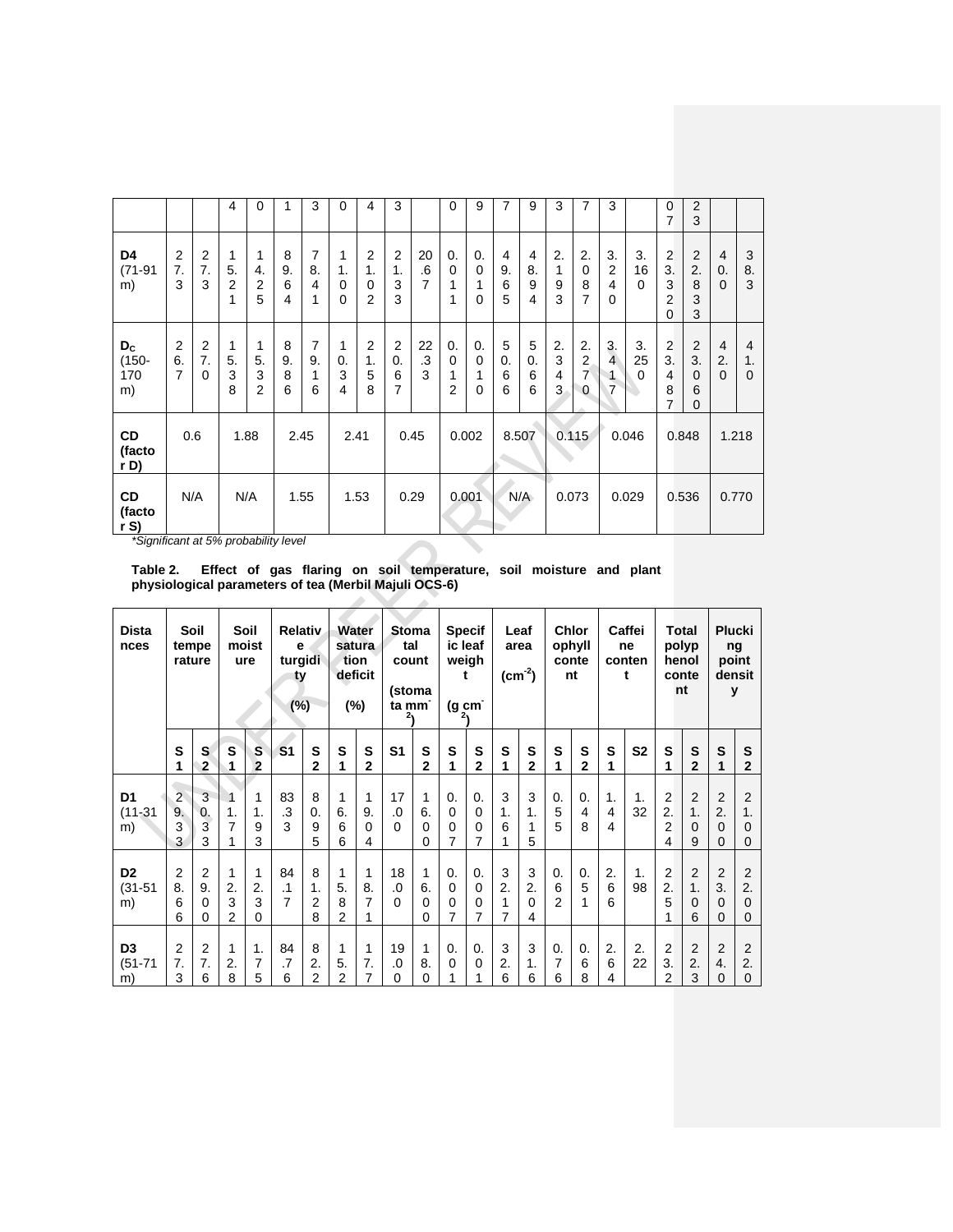| | | | 4 | 0 | 1 | 3 | 0 | 4 | 3 | | 0 | 9 | 7 | 9 | 3 | 7 | 3 | | 07 | 23 | | |
|---|---|---|---|---|---|---|---|---|---|---|---|---|---|---|---|---|---|---|---|---|---|---|
| **D4** (71-91 m) | 27.3 | 27.3 | 15.21 | 14.25 | 89.64 | 78.41 | 11.00 | 21.02 | 21.33 | 20.67 | 0.011 | 0.010 | 49.65 | 48.94 | 2.193 | 2.087 | 3.240 | 3.160 | 23.320 | 22.833 | 40.0 | 38.3 |
| **$D_C$** (150-170 m) | 26.7 | 27.0 | 15.38 | 15.32 | 89.86 | 79.16 | 10.34 | 21.58 | 20.67 | 22.33 | 0.012 | 0.010 | 50.66 | 50.66 | 2.343 | 2.270 | 3.417 | 3.250 | 23.487 | 23.060 | 42.0 | 41.0 |
| **CD (factor D)** | 0.6 | | 1.88 | | 2.45 | | 2.41 | | 0.45 | | 0.002 | | 8.507 | | 0.115 | | 0.046 | | 0.848 | | 1.218 | |
| **CD (factor S)** | N/A | | N/A | | 1.55 | | 1.53 | | 0.29 | | 0.001 | | N/A | | 0.073 | | 0.029 | | 0.536 | | 0.770 | |

*Significant at 5% probability level

**Table 2. Effect of gas flaring on soil temperature, soil moisture and plant physiological parameters of tea (Merbil Majuli OCS-6)**

| Distances | Soil temperature | | Soil moisture | | Relative turgidity (%) | | Water saturation deficit (%) | | Stomatal count (stomata mm$^{-2}$) | | Specific leaf weight (g cm$^{-2}$) | | Leaf area (cm$^{-2}$) | | Chlorophyll content | | Caffeine content | | Total polyphenol content | | Plucking point density | |
|---|---|---|---|---|---|---|---|---|---|---|---|---|---|---|---|---|---|---|---|---|---|---|
| | S1 | S2 | S1 | S2 | S1 | S2 | S1 | S2 | S1 | S2 | S1 | S2 | S1 | S2 | S1 | S2 | S1 | S2 | S1 | S2 | S1 | S2 |
| **D1** (11-31 m) | 29.33 | 30.33 | 11.71 | 11.93 | 83.3 | 80.95 | 16.66 | 19.04 | 17.0 | 16.00 | 0.007 | 0.007 | 31.61 | 31.15 | 0.55 | 0.48 | 1.44 | 1.32 | 22.24 | 21.09 | 22.00 | 21.00 |
| **D2** (31-51 m) | 28.66 | 29.00 | 12.32 | 12.30 | 84.17 | 81.28 | 15.82 | 18.71 | 18.0 | 16.00 | 0.007 | 0.007 | 32.17 | 32.04 | 0.62 | 0.51 | 2.66 | 1.98 | 22.51 | 21.06 | 23.00 | 22.00 |
| **D3** (51-71 m) | 27.3 | 27.6 | 12.8 | 1.75 | 84.76 | 82.2 | 15.2 | 17.7 | 19.0 | 18.0 | 0.01 | 0.01 | 32.6 | 31.6 | 0.76 | 0.68 | 2.64 | 2.22 | 23.2 | 22.3 | 24.0 | 22.0 |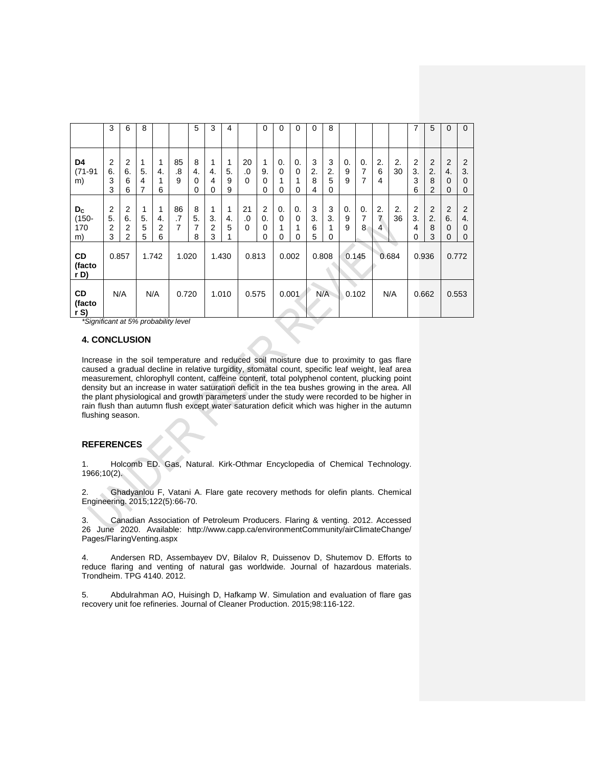| | | | | | | | | | | | | | | | | | | | | | | |
|---|---|---|---|---|---|---|---|---|---|---|---|---|---|---|---|---|---|---|---|---|---|---|
| | 3 | 6 | 8 | | | 5 | 3 | 4 | | 0 | 0 | 0 | 0 | 8 | | | | | 7 | 5 | 0 | 0 |
| **D4** (71-91 m) | 26.33 | 26.66 | 15.47 | 14.16 | 85.89 | 84.00 | 14.40 | 15.99 | 20.00 | 19.00 | 0.010 | 0.010 | 32.84 | 32.50 | 0.99 | 0.77 | 2.64 | 2.30 | 23.36 | 22.82 | 24.00 | 23.00 |
| **$D_C$** (150-170 m) | 25.23 | 26.22 | 15.55 | 14.26 | 86.77 | 85.78 | 13.23 | 14.51 | 21.00 | 20.00 | 0.010 | 0.010 | 33.65 | 33.10 | 0.99 | 0.78 | 2.74 | 2.36 | 23.40 | 22.83 | 26.00 | 24.00 |
| **CD (factor D)** | 0.857 | | 1.742 | | 1.020 | | 1.430 | | 0.813 | | 0.002 | | 0.808 | | 0.145 | | 0.684 | | 0.936 | | 0.772 | |
| **CD (factor S)** | N/A | | N/A | | 0.720 | | 1.010 | | 0.575 | | 0.001 | | N/A | | 0.102 | | N/A | | 0.662 | | 0.553 | |

*Significant at 5% probability level

## 4. CONCLUSION

Increase in the soil temperature and reduced soil moisture due to proximity to gas flare caused a gradual decline in relative turgidity, stomatal count, specific leaf weight, leaf area measurement, chlorophyll content, caffeine content, total polyphenol content, plucking point density but an increase in water saturation deficit in the tea bushes growing in the area. All the plant physiological and growth parameters under the study were recorded to be higher in rain flush than autumn flush except water saturation deficit which was higher in the autumn flushing season.

## REFERENCES

1. Holcomb ED. Gas, Natural. Kirk-Othmar Encyclopedia of Chemical Technology. 1966;10(2).

2. Ghadyanlou F, Vatani A. Flare gate recovery methods for olefin plants. Chemical Engineering. 2015;122(5):66-70.

3. Canadian Association of Petroleum Producers. Flaring & venting. 2012. Accessed 26 June 2020. Available: http://www.capp.ca/environmentCommunity/airClimateChange/Pages/FlaringVenting.aspx

4. Andersen RD, Assembayev DV, Bilalov R, Duissenov D, Shutemov D. Efforts to reduce flaring and venting of natural gas worldwide. Journal of hazardous materials. Trondheim. TPG 4140. 2012.

5. Abdulrahman AO, Huisingh D, Hafkamp W. Simulation and evaluation of flare gas recovery unit foe refineries. Journal of Cleaner Production. 2015;98:116-122.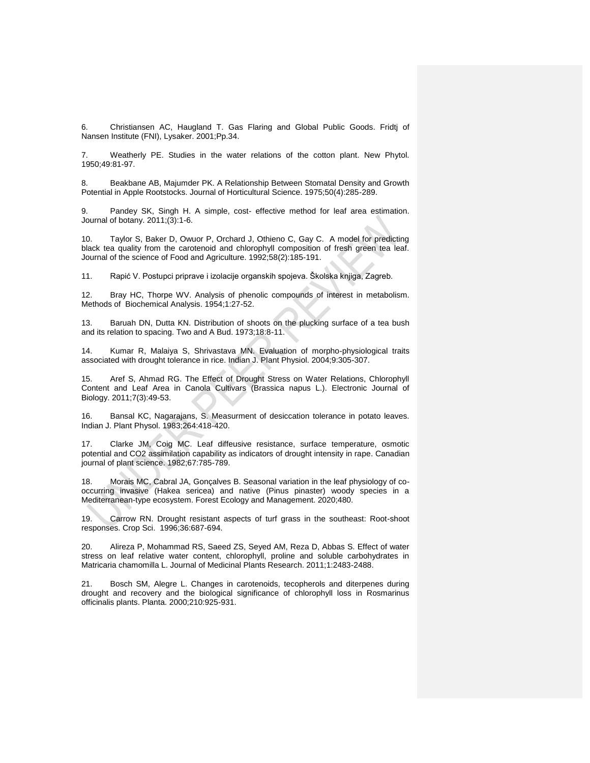6. Christiansen AC, Haugland T. Gas Flaring and Global Public Goods. Fridtj of Nansen Institute (FNI), Lysaker. 2001;Pp.34.

7. Weatherly PE. Studies in the water relations of the cotton plant. New Phytol. 1950;49:81-97.

8. Beakbane AB, Majumder PK. A Relationship Between Stomatal Density and Growth Potential in Apple Rootstocks. Journal of Horticultural Science. 1975;50(4):285-289.

9. Pandey SK, Singh H. A simple, cost- effective method for leaf area estimation. Journal of botany. 2011;(3):1-6.

10. Taylor S, Baker D, Owuor P, Orchard J, Othieno C, Gay C. A model for predicting black tea quality from the carotenoid and chlorophyll composition of fresh green tea leaf. Journal of the science of Food and Agriculture. 1992;58(2):185-191.

11. Rapić V. Postupci priprave i izolacije organskih spojeva. Školska knjiga, Zagreb.

12. Bray HC, Thorpe WV. Analysis of phenolic compounds of interest in metabolism. Methods of Biochemical Analysis. 1954;1:27-52.

13. Baruah DN, Dutta KN. Distribution of shoots on the plucking surface of a tea bush and its relation to spacing. Two and A Bud. 1973;18:8-11.

14. Kumar R, Malaiya S, Shrivastava MN. Evaluation of morpho-physiological traits associated with drought tolerance in rice. Indian J. Plant Physiol. 2004;9:305-307.

15. Aref S, Ahmad RG. The Effect of Drought Stress on Water Relations, Chlorophyll Content and Leaf Area in Canola Cultivars (Brassica napus L.). Electronic Journal of Biology. 2011;7(3):49-53.

16. Bansal KC, Nagarajans, S. Measurment of desiccation tolerance in potato leaves. Indian J. Plant Physol. 1983;264:418-420.

17. Clarke JM, Coig MC. Leaf diffeusive resistance, surface temperature, osmotic potential and CO2 assimilation capability as indicators of drought intensity in rape. Canadian journal of plant science. 1982;67:785-789.

18. Morais MC, Cabral JA, Gonçalves B. Seasonal variation in the leaf physiology of co-occurring invasive (Hakea sericea) and native (Pinus pinaster) woody species in a Mediterranean-type ecosystem. Forest Ecology and Management. 2020;480.

19. Carrow RN. Drought resistant aspects of turf grass in the southeast: Root-shoot responses. Crop Sci. 1996;36:687-694.

20. Alireza P, Mohammad RS, Saeed ZS, Seyed AM, Reza D, Abbas S. Effect of water stress on leaf relative water content, chlorophyll, proline and soluble carbohydrates in Matricaria chamomilla L. Journal of Medicinal Plants Research. 2011;1:2483-2488.

21. Bosch SM, Alegre L. Changes in carotenoids, tecopherols and diterpenes during drought and recovery and the biological significance of chlorophyll loss in Rosmarinus officinalis plants. Planta. 2000;210:925-931.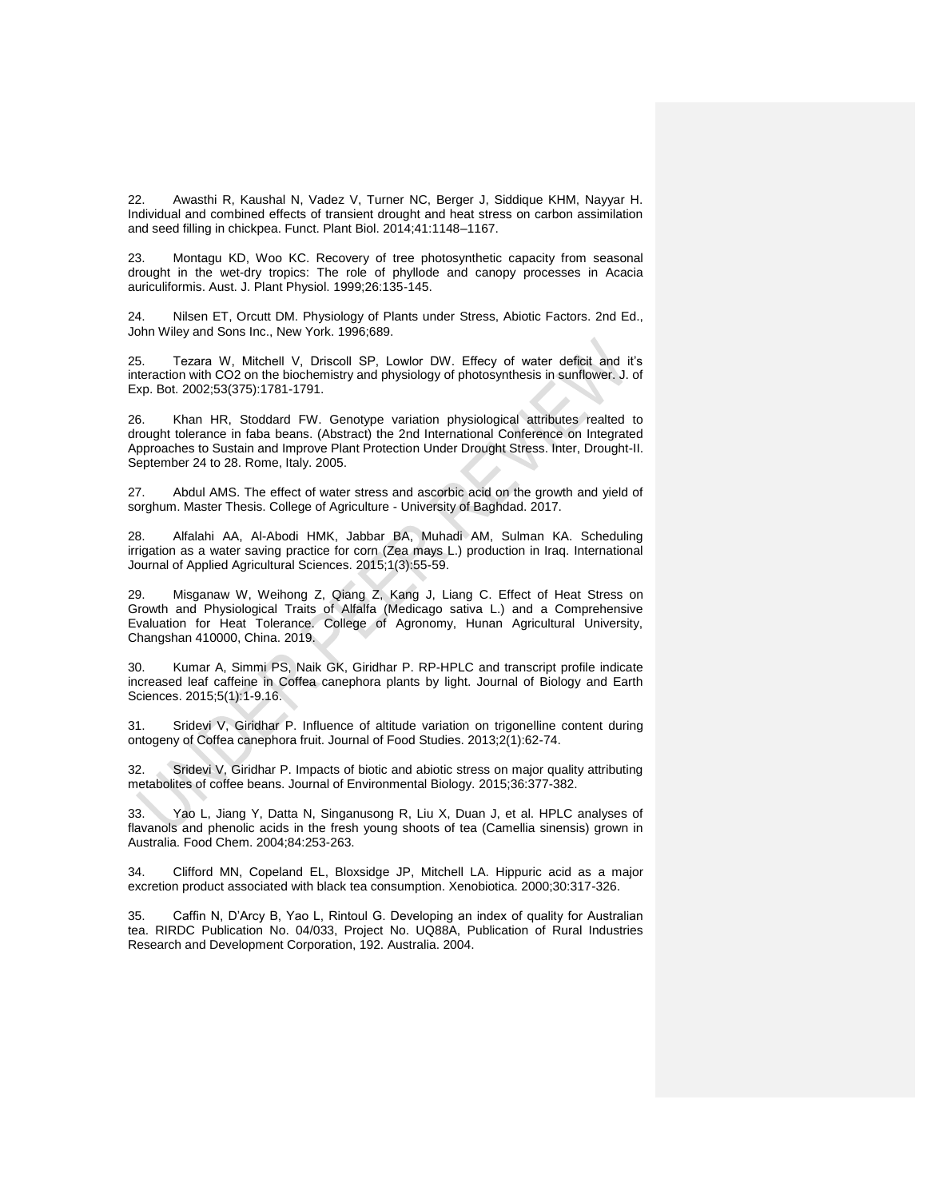22. Awasthi R, Kaushal N, Vadez V, Turner NC, Berger J, Siddique KHM, Nayyar H. Individual and combined effects of transient drought and heat stress on carbon assimilation and seed filling in chickpea. Funct. Plant Biol. 2014;41:1148–1167.

23. Montagu KD, Woo KC. Recovery of tree photosynthetic capacity from seasonal drought in the wet-dry tropics: The role of phyllode and canopy processes in Acacia auriculiformis. Aust. J. Plant Physiol. 1999;26:135-145.

24. Nilsen ET, Orcutt DM. Physiology of Plants under Stress, Abiotic Factors. 2nd Ed., John Wiley and Sons Inc., New York. 1996;689.

25. Tezara W, Mitchell V, Driscoll SP, Lowlor DW. Effecy of water deficit and it's interaction with CO2 on the biochemistry and physiology of photosynthesis in sunflower. J. of Exp. Bot. 2002;53(375):1781-1791.

26. Khan HR, Stoddard FW. Genotype variation physiological attributes realted to drought tolerance in faba beans. (Abstract) the 2nd International Conference on Integrated Approaches to Sustain and Improve Plant Protection Under Drought Stress. Inter, Drought-II. September 24 to 28. Rome, Italy. 2005.

27. Abdul AMS. The effect of water stress and ascorbic acid on the growth and yield of sorghum. Master Thesis. College of Agriculture - University of Baghdad. 2017.

28. Alfalahi AA, Al-Abodi HMK, Jabbar BA, Muhadi AM, Sulman KA. Scheduling irrigation as a water saving practice for corn (Zea mays L.) production in Iraq. International Journal of Applied Agricultural Sciences. 2015;1(3):55-59.

29. Misganaw W, Weihong Z, Qiang Z, Kang J, Liang C. Effect of Heat Stress on Growth and Physiological Traits of Alfalfa (Medicago sativa L.) and a Comprehensive Evaluation for Heat Tolerance. College of Agronomy, Hunan Agricultural University, Changshan 410000, China. 2019.

30. Kumar A, Simmi PS, Naik GK, Giridhar P. RP-HPLC and transcript profile indicate increased leaf caffeine in Coffea canephora plants by light. Journal of Biology and Earth Sciences. 2015;5(1):1-9.16.

31. Sridevi V, Giridhar P. Influence of altitude variation on trigonelline content during ontogeny of Coffea canephora fruit. Journal of Food Studies. 2013;2(1):62-74.

32. Sridevi V, Giridhar P. Impacts of biotic and abiotic stress on major quality attributing metabolites of coffee beans. Journal of Environmental Biology. 2015;36:377-382.

33. Yao L, Jiang Y, Datta N, Singanusong R, Liu X, Duan J, et al. HPLC analyses of flavanols and phenolic acids in the fresh young shoots of tea (Camellia sinensis) grown in Australia. Food Chem. 2004;84:253-263.

34. Clifford MN, Copeland EL, Bloxsidge JP, Mitchell LA. Hippuric acid as a major excretion product associated with black tea consumption. Xenobiotica. 2000;30:317-326.

35. Caffin N, D'Arcy B, Yao L, Rintoul G. Developing an index of quality for Australian tea. RIRDC Publication No. 04/033, Project No. UQ88A, Publication of Rural Industries Research and Development Corporation, 192. Australia. 2004.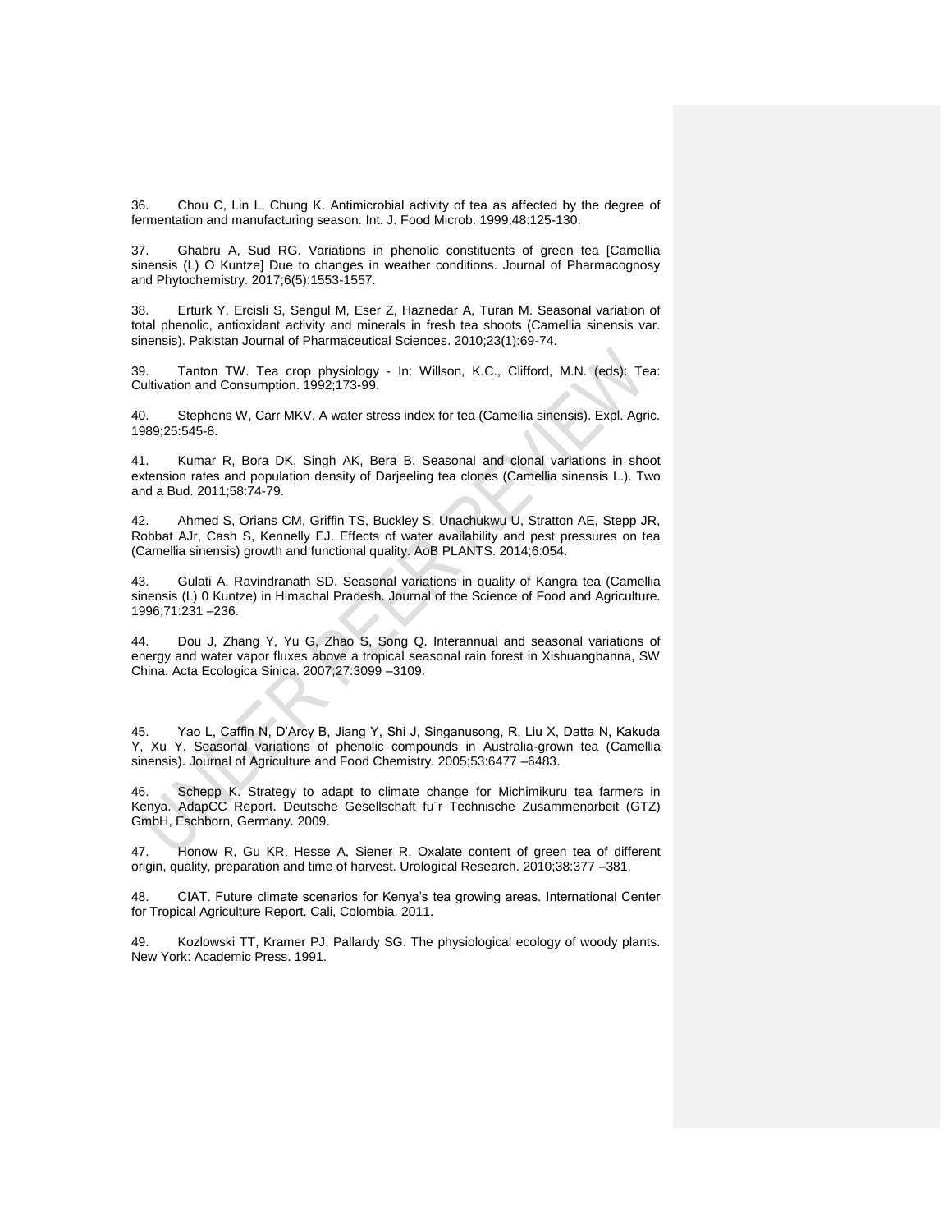36. Chou C, Lin L, Chung K. Antimicrobial activity of tea as affected by the degree of fermentation and manufacturing season. Int. J. Food Microb. 1999;48:125-130.

37. Ghabru A, Sud RG. Variations in phenolic constituents of green tea [Camellia sinensis (L) O Kuntze] Due to changes in weather conditions. Journal of Pharmacognosy and Phytochemistry. 2017;6(5):1553-1557.

38. Erturk Y, Ercisli S, Sengul M, Eser Z, Haznedar A, Turan M. Seasonal variation of total phenolic, antioxidant activity and minerals in fresh tea shoots (Camellia sinensis var. sinensis). Pakistan Journal of Pharmaceutical Sciences. 2010;23(1):69-74.

39. Tanton TW. Tea crop physiology - In: Willson, K.C., Clifford, M.N. (eds): Tea: Cultivation and Consumption. 1992;173-99.

40. Stephens W, Carr MKV. A water stress index for tea (Camellia sinensis). Expl. Agric. 1989;25:545-8.

41. Kumar R, Bora DK, Singh AK, Bera B. Seasonal and clonal variations in shoot extension rates and population density of Darjeeling tea clones (Camellia sinensis L.). Two and a Bud. 2011;58:74-79.

42. Ahmed S, Orians CM, Griffin TS, Buckley S, Unachukwu U, Stratton AE, Stepp JR, Robbat AJr, Cash S, Kennelly EJ. Effects of water availability and pest pressures on tea (Camellia sinensis) growth and functional quality. AoB PLANTS. 2014;6:054.

43. Gulati A, Ravindranath SD. Seasonal variations in quality of Kangra tea (Camellia sinensis (L) 0 Kuntze) in Himachal Pradesh. Journal of the Science of Food and Agriculture. 1996;71:231 –236.

44. Dou J, Zhang Y, Yu G, Zhao S, Song Q. Interannual and seasonal variations of energy and water vapor fluxes above a tropical seasonal rain forest in Xishuangbanna, SW China. Acta Ecologica Sinica. 2007;27:3099 –3109.

45. Yao L, Caffin N, D'Arcy B, Jiang Y, Shi J, Singanusong, R, Liu X, Datta N, Kakuda Y, Xu Y. Seasonal variations of phenolic compounds in Australia-grown tea (Camellia sinensis). Journal of Agriculture and Food Chemistry. 2005;53:6477 –6483.

46. Schepp K. Strategy to adapt to climate change for Michimikuru tea farmers in Kenya. AdapCC Report. Deutsche Gesellschaft fu¨r Technische Zusammenarbeit (GTZ) GmbH, Eschborn, Germany. 2009.

47. Honow R, Gu KR, Hesse A, Siener R. Oxalate content of green tea of different origin, quality, preparation and time of harvest. Urological Research. 2010;38:377 –381.

48. CIAT. Future climate scenarios for Kenya's tea growing areas. International Center for Tropical Agriculture Report. Cali, Colombia. 2011.

49. Kozlowski TT, Kramer PJ, Pallardy SG. The physiological ecology of woody plants. New York: Academic Press. 1991.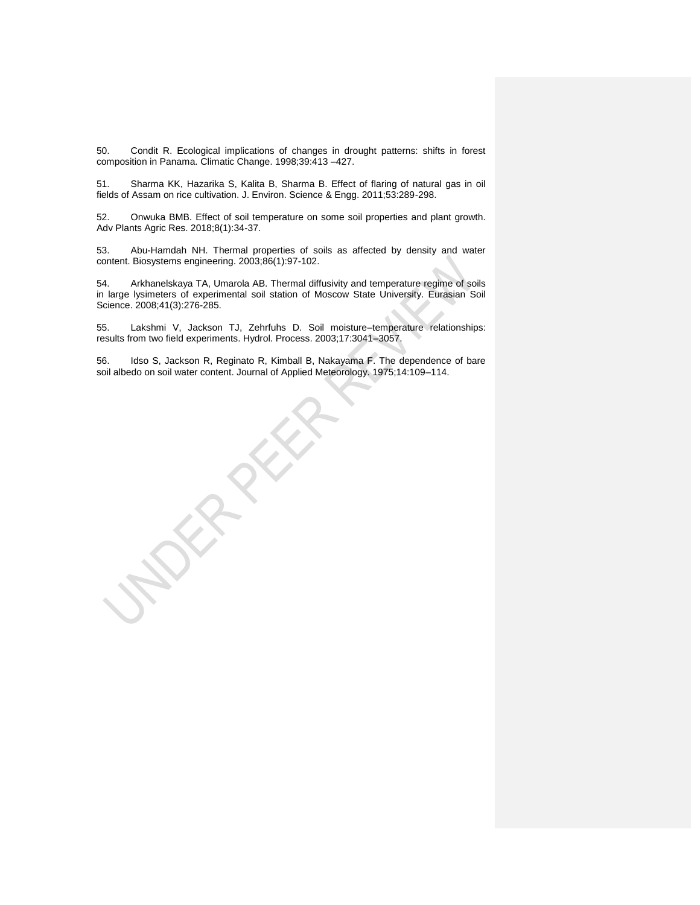50. Condit R. Ecological implications of changes in drought patterns: shifts in forest composition in Panama. Climatic Change. 1998;39:413 –427.

51. Sharma KK, Hazarika S, Kalita B, Sharma B. Effect of flaring of natural gas in oil fields of Assam on rice cultivation. J. Environ. Science & Engg. 2011;53:289-298.

52. Onwuka BMB. Effect of soil temperature on some soil properties and plant growth. Adv Plants Agric Res. 2018;8(1):34-37.

53. Abu-Hamdah NH. Thermal properties of soils as affected by density and water content. Biosystems engineering. 2003;86(1):97-102.

54. Arkhanelskaya TA, Umarola AB. Thermal diffusivity and temperature regime of soils in large lysimeters of experimental soil station of Moscow State University. Eurasian Soil Science. 2008;41(3):276-285.

55. Lakshmi V, Jackson TJ, Zehrfuhs D. Soil moisture–temperature relationships: results from two field experiments. Hydrol. Process. 2003;17:3041–3057.

56. Idso S, Jackson R, Reginato R, Kimball B, Nakayama F. The dependence of bare soil albedo on soil water content. Journal of Applied Meteorology. 1975;14:109–114.